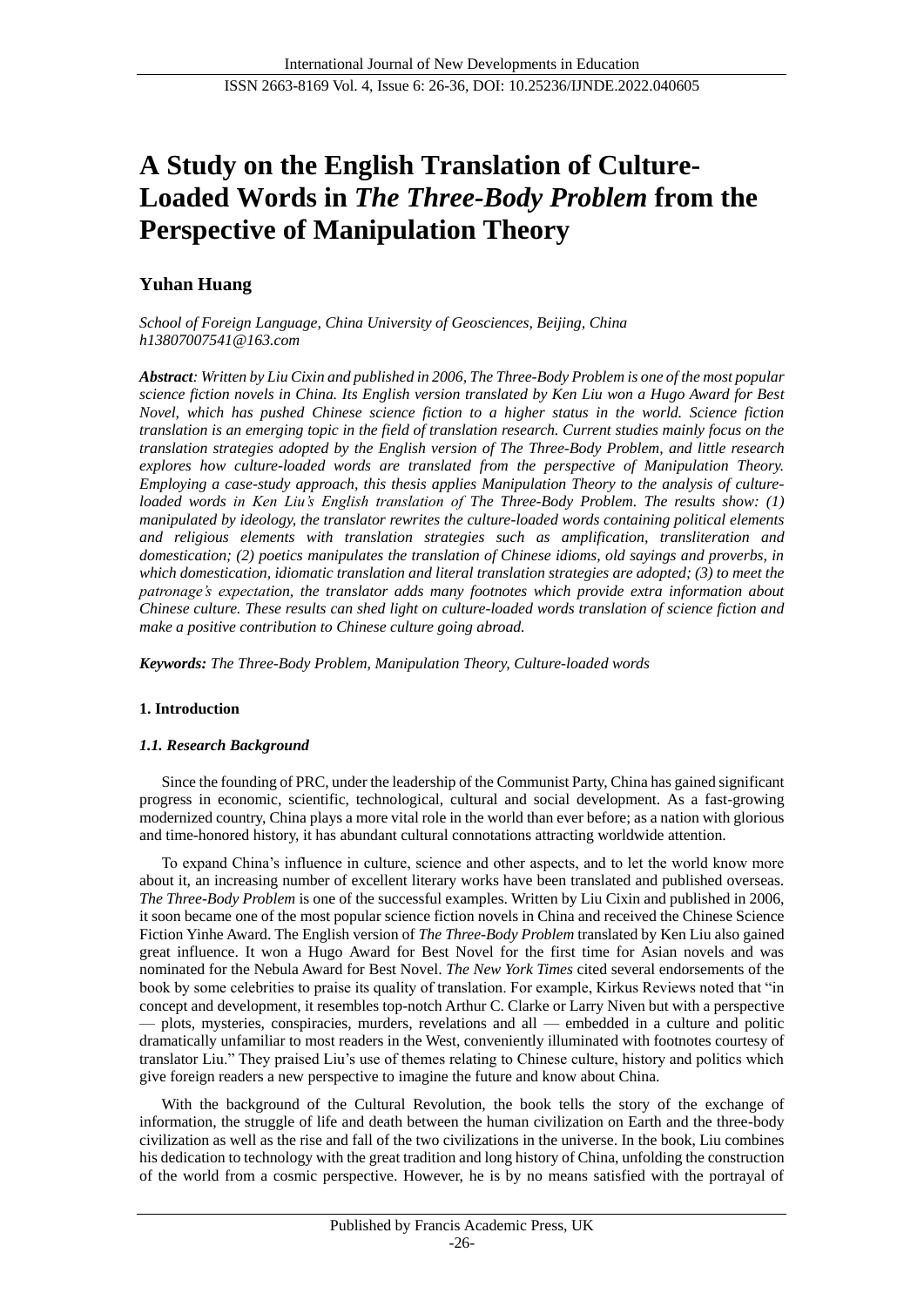# A Study on the English Translation of Culture-Loaded Words in *The Three-Body Problem* from the Perspective of Manipulation Theory

**Yuhan Huang**

*School of Foreign Language, China University of Geosciences, Beijing, China*
*h13807007541@163.com*

***Abstract****: Written by Liu Cixin and published in 2006, The Three-Body Problem is one of the most popular science fiction novels in China. Its English version translated by Ken Liu won a Hugo Award for Best Novel, which has pushed Chinese science fiction to a higher status in the world. Science fiction translation is an emerging topic in the field of translation research. Current studies mainly focus on the translation strategies adopted by the English version of The Three-Body Problem, and little research explores how culture-loaded words are translated from the perspective of Manipulation Theory. Employing a case-study approach, this thesis applies Manipulation Theory to the analysis of culture-loaded words in Ken Liu's English translation of The Three-Body Problem. The results show: (1) manipulated by ideology, the translator rewrites the culture-loaded words containing political elements and religious elements with translation strategies such as amplification, transliteration and domestication; (2) poetics manipulates the translation of Chinese idioms, old sayings and proverbs, in which domestication, idiomatic translation and literal translation strategies are adopted; (3) to meet the patronage's expectation, the translator adds many footnotes which provide extra information about Chinese culture. These results can shed light on culture-loaded words translation of science fiction and make a positive contribution to Chinese culture going abroad.*

***Keywords:*** *The Three-Body Problem, Manipulation Theory, Culture-loaded words*

## 1. Introduction

### *1.1. Research Background*

Since the founding of PRC, under the leadership of the Communist Party, China has gained significant progress in economic, scientific, technological, cultural and social development. As a fast-growing modernized country, China plays a more vital role in the world than ever before; as a nation with glorious and time-honored history, it has abundant cultural connotations attracting worldwide attention.

To expand China's influence in culture, science and other aspects, and to let the world know more about it, an increasing number of excellent literary works have been translated and published overseas. *The Three-Body Problem* is one of the successful examples. Written by Liu Cixin and published in 2006, it soon became one of the most popular science fiction novels in China and received the Chinese Science Fiction Yinhe Award. The English version of *The Three-Body Problem* translated by Ken Liu also gained great influence. It won a Hugo Award for Best Novel for the first time for Asian novels and was nominated for the Nebula Award for Best Novel. *The New York Times* cited several endorsements of the book by some celebrities to praise its quality of translation. For example, Kirkus Reviews noted that "in concept and development, it resembles top-notch Arthur C. Clarke or Larry Niven but with a perspective — plots, mysteries, conspiracies, murders, revelations and all — embedded in a culture and politic dramatically unfamiliar to most readers in the West, conveniently illuminated with footnotes courtesy of translator Liu." They praised Liu's use of themes relating to Chinese culture, history and politics which give foreign readers a new perspective to imagine the future and know about China.

With the background of the Cultural Revolution, the book tells the story of the exchange of information, the struggle of life and death between the human civilization on Earth and the three-body civilization as well as the rise and fall of the two civilizations in the universe. In the book, Liu combines his dedication to technology with the great tradition and long history of China, unfolding the construction of the world from a cosmic perspective. However, he is by no means satisfied with the portrayal of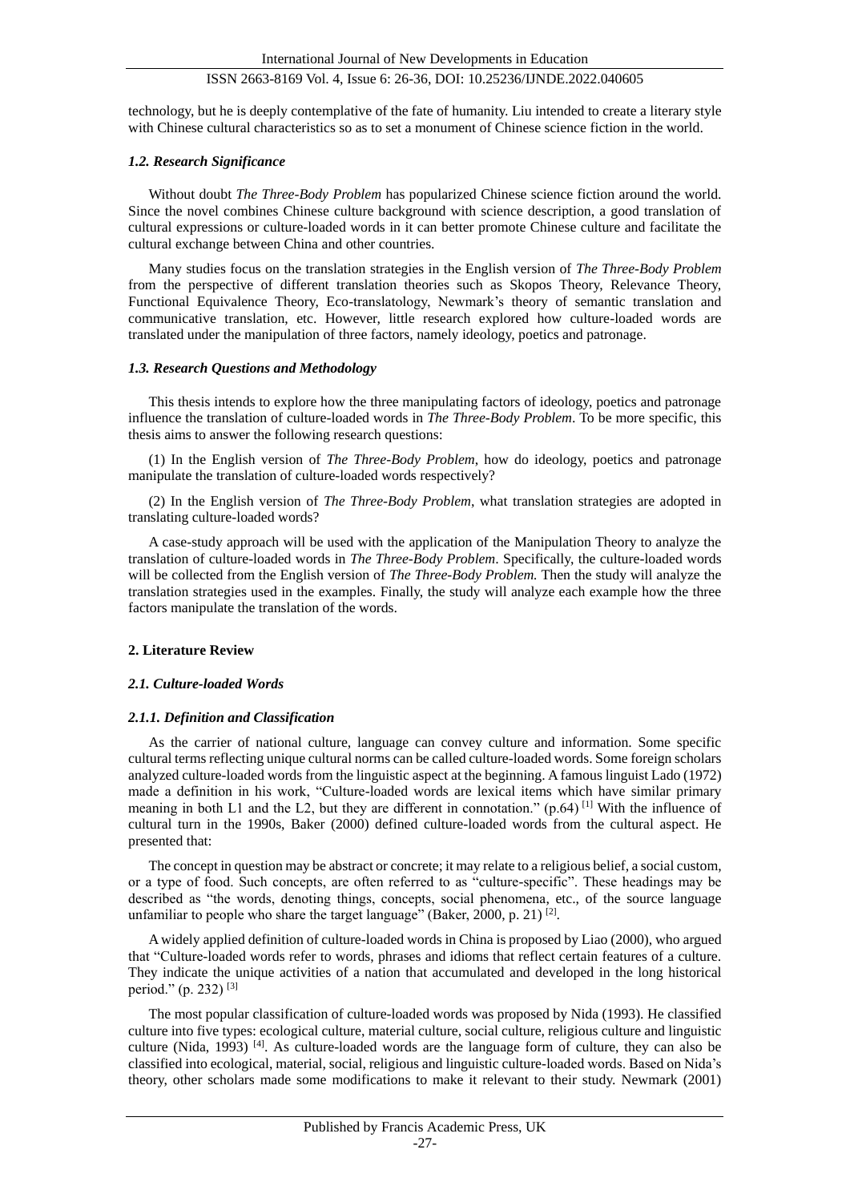technology, but he is deeply contemplative of the fate of humanity. Liu intended to create a literary style with Chinese cultural characteristics so as to set a monument of Chinese science fiction in the world.

### *1.2. Research Significance*

Without doubt *The Three-Body Problem* has popularized Chinese science fiction around the world. Since the novel combines Chinese culture background with science description, a good translation of cultural expressions or culture-loaded words in it can better promote Chinese culture and facilitate the cultural exchange between China and other countries.

Many studies focus on the translation strategies in the English version of *The Three-Body Problem* from the perspective of different translation theories such as Skopos Theory, Relevance Theory, Functional Equivalence Theory, Eco-translatology, Newmark's theory of semantic translation and communicative translation, etc. However, little research explored how culture-loaded words are translated under the manipulation of three factors, namely ideology, poetics and patronage.

### *1.3. Research Questions and Methodology*

This thesis intends to explore how the three manipulating factors of ideology, poetics and patronage influence the translation of culture-loaded words in *The Three-Body Problem*. To be more specific, this thesis aims to answer the following research questions:

(1) In the English version of *The Three-Body Problem*, how do ideology, poetics and patronage manipulate the translation of culture-loaded words respectively?

(2) In the English version of *The Three-Body Problem*, what translation strategies are adopted in translating culture-loaded words?

A case-study approach will be used with the application of the Manipulation Theory to analyze the translation of culture-loaded words in *The Three-Body Problem*. Specifically, the culture-loaded words will be collected from the English version of *The Three-Body Problem.* Then the study will analyze the translation strategies used in the examples. Finally, the study will analyze each example how the three factors manipulate the translation of the words.

## 2. Literature Review

### *2.1. Culture-loaded Words*

#### *2.1.1. Definition and Classification*

As the carrier of national culture, language can convey culture and information. Some specific cultural terms reflecting unique cultural norms can be called culture-loaded words. Some foreign scholars analyzed culture-loaded words from the linguistic aspect at the beginning. A famous linguist Lado (1972) made a definition in his work, "Culture-loaded words are lexical items which have similar primary meaning in both L1 and the L2, but they are different in connotation." (p.64) [1] With the influence of cultural turn in the 1990s, Baker (2000) defined culture-loaded words from the cultural aspect. He presented that:

The concept in question may be abstract or concrete; it may relate to a religious belief, a social custom, or a type of food. Such concepts, are often referred to as "culture-specific". These headings may be described as "the words, denoting things, concepts, social phenomena, etc., of the source language unfamiliar to people who share the target language" (Baker, 2000, p. 21) [2].

A widely applied definition of culture-loaded words in China is proposed by Liao (2000), who argued that "Culture-loaded words refer to words, phrases and idioms that reflect certain features of a culture. They indicate the unique activities of a nation that accumulated and developed in the long historical period." (p. 232) [3]

The most popular classification of culture-loaded words was proposed by Nida (1993). He classified culture into five types: ecological culture, material culture, social culture, religious culture and linguistic culture (Nida, 1993) [4]. As culture-loaded words are the language form of culture, they can also be classified into ecological, material, social, religious and linguistic culture-loaded words. Based on Nida's theory, other scholars made some modifications to make it relevant to their study. Newmark (2001)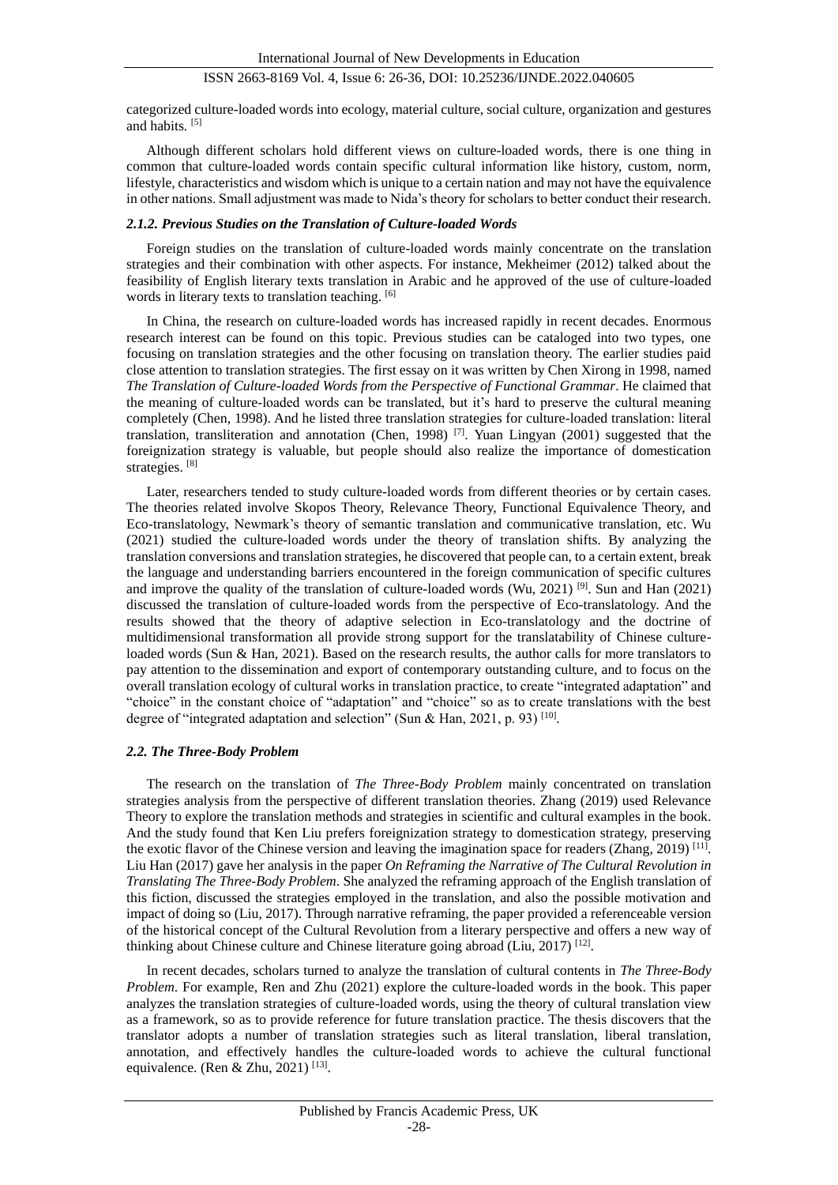categorized culture-loaded words into ecology, material culture, social culture, organization and gestures and habits. [5]

Although different scholars hold different views on culture-loaded words, there is one thing in common that culture-loaded words contain specific cultural information like history, custom, norm, lifestyle, characteristics and wisdom which is unique to a certain nation and may not have the equivalence in other nations. Small adjustment was made to Nida's theory for scholars to better conduct their research.

#### *2.1.2. Previous Studies on the Translation of Culture-loaded Words*

Foreign studies on the translation of culture-loaded words mainly concentrate on the translation strategies and their combination with other aspects. For instance, Mekheimer (2012) talked about the feasibility of English literary texts translation in Arabic and he approved of the use of culture-loaded words in literary texts to translation teaching. [6]

In China, the research on culture-loaded words has increased rapidly in recent decades. Enormous research interest can be found on this topic. Previous studies can be cataloged into two types, one focusing on translation strategies and the other focusing on translation theory. The earlier studies paid close attention to translation strategies. The first essay on it was written by Chen Xirong in 1998, named *The Translation of Culture-loaded Words from the Perspective of Functional Grammar*. He claimed that the meaning of culture-loaded words can be translated, but it's hard to preserve the cultural meaning completely (Chen, 1998). And he listed three translation strategies for culture-loaded translation: literal translation, transliteration and annotation (Chen, 1998) [7]. Yuan Lingyan (2001) suggested that the foreignization strategy is valuable, but people should also realize the importance of domestication strategies. [8]

Later, researchers tended to study culture-loaded words from different theories or by certain cases. The theories related involve Skopos Theory, Relevance Theory, Functional Equivalence Theory, and Eco-translatology, Newmark's theory of semantic translation and communicative translation, etc. Wu (2021) studied the culture-loaded words under the theory of translation shifts. By analyzing the translation conversions and translation strategies, he discovered that people can, to a certain extent, break the language and understanding barriers encountered in the foreign communication of specific cultures and improve the quality of the translation of culture-loaded words (Wu, 2021) [9]. Sun and Han (2021) discussed the translation of culture-loaded words from the perspective of Eco-translatology. And the results showed that the theory of adaptive selection in Eco-translatology and the doctrine of multidimensional transformation all provide strong support for the translatability of Chinese culture-loaded words (Sun & Han, 2021). Based on the research results, the author calls for more translators to pay attention to the dissemination and export of contemporary outstanding culture, and to focus on the overall translation ecology of cultural works in translation practice, to create "integrated adaptation" and "choice" in the constant choice of "adaptation" and "choice" so as to create translations with the best degree of "integrated adaptation and selection" (Sun & Han, 2021, p. 93) [10].

### *2.2. The Three-Body Problem*

The research on the translation of *The Three-Body Problem* mainly concentrated on translation strategies analysis from the perspective of different translation theories. Zhang (2019) used Relevance Theory to explore the translation methods and strategies in scientific and cultural examples in the book. And the study found that Ken Liu prefers foreignization strategy to domestication strategy, preserving the exotic flavor of the Chinese version and leaving the imagination space for readers (Zhang, 2019) [11]. Liu Han (2017) gave her analysis in the paper *On Reframing the Narrative of The Cultural Revolution in Translating The Three-Body Problem*. She analyzed the reframing approach of the English translation of this fiction, discussed the strategies employed in the translation, and also the possible motivation and impact of doing so (Liu, 2017). Through narrative reframing, the paper provided a referenceable version of the historical concept of the Cultural Revolution from a literary perspective and offers a new way of thinking about Chinese culture and Chinese literature going abroad (Liu, 2017) [12].

In recent decades, scholars turned to analyze the translation of cultural contents in *The Three-Body Problem*. For example, Ren and Zhu (2021) explore the culture-loaded words in the book. This paper analyzes the translation strategies of culture-loaded words, using the theory of cultural translation view as a framework, so as to provide reference for future translation practice. The thesis discovers that the translator adopts a number of translation strategies such as literal translation, liberal translation, annotation, and effectively handles the culture-loaded words to achieve the cultural functional equivalence. (Ren & Zhu, 2021) [13].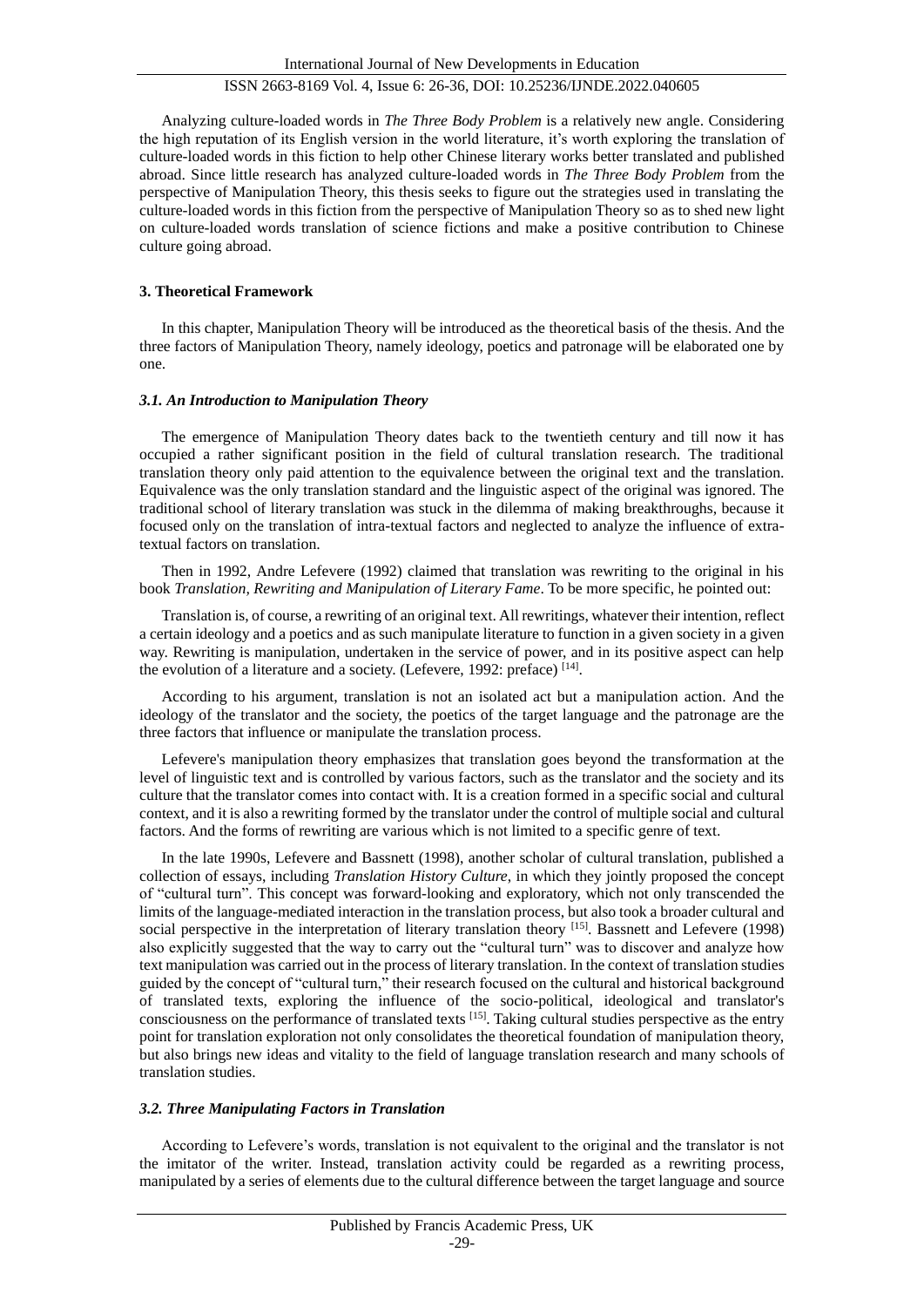Analyzing culture-loaded words in *The Three Body Problem* is a relatively new angle. Considering the high reputation of its English version in the world literature, it's worth exploring the translation of culture-loaded words in this fiction to help other Chinese literary works better translated and published abroad. Since little research has analyzed culture-loaded words in *The Three Body Problem* from the perspective of Manipulation Theory, this thesis seeks to figure out the strategies used in translating the culture-loaded words in this fiction from the perspective of Manipulation Theory so as to shed new light on culture-loaded words translation of science fictions and make a positive contribution to Chinese culture going abroad.

## 3. Theoretical Framework

In this chapter, Manipulation Theory will be introduced as the theoretical basis of the thesis. And the three factors of Manipulation Theory, namely ideology, poetics and patronage will be elaborated one by one.

### *3.1. An Introduction to Manipulation Theory*

The emergence of Manipulation Theory dates back to the twentieth century and till now it has occupied a rather significant position in the field of cultural translation research. The traditional translation theory only paid attention to the equivalence between the original text and the translation. Equivalence was the only translation standard and the linguistic aspect of the original was ignored. The traditional school of literary translation was stuck in the dilemma of making breakthroughs, because it focused only on the translation of intra-textual factors and neglected to analyze the influence of extra-textual factors on translation.

Then in 1992, Andre Lefevere (1992) claimed that translation was rewriting to the original in his book *Translation, Rewriting and Manipulation of Literary Fame*. To be more specific, he pointed out:

Translation is, of course, a rewriting of an original text. All rewritings, whatever their intention, reflect a certain ideology and a poetics and as such manipulate literature to function in a given society in a given way. Rewriting is manipulation, undertaken in the service of power, and in its positive aspect can help the evolution of a literature and a society. (Lefevere, 1992: preface) [14].

According to his argument, translation is not an isolated act but a manipulation action. And the ideology of the translator and the society, the poetics of the target language and the patronage are the three factors that influence or manipulate the translation process.

Lefevere's manipulation theory emphasizes that translation goes beyond the transformation at the level of linguistic text and is controlled by various factors, such as the translator and the society and its culture that the translator comes into contact with. It is a creation formed in a specific social and cultural context, and it is also a rewriting formed by the translator under the control of multiple social and cultural factors. And the forms of rewriting are various which is not limited to a specific genre of text.

In the late 1990s, Lefevere and Bassnett (1998), another scholar of cultural translation, published a collection of essays, including *Translation History Culture*, in which they jointly proposed the concept of "cultural turn". This concept was forward-looking and exploratory, which not only transcended the limits of the language-mediated interaction in the translation process, but also took a broader cultural and social perspective in the interpretation of literary translation theory [15]. Bassnett and Lefevere (1998) also explicitly suggested that the way to carry out the "cultural turn" was to discover and analyze how text manipulation was carried out in the process of literary translation. In the context of translation studies guided by the concept of "cultural turn," their research focused on the cultural and historical background of translated texts, exploring the influence of the socio-political, ideological and translator's consciousness on the performance of translated texts [15]. Taking cultural studies perspective as the entry point for translation exploration not only consolidates the theoretical foundation of manipulation theory, but also brings new ideas and vitality to the field of language translation research and many schools of translation studies.

### *3.2. Three Manipulating Factors in Translation*

According to Lefevere's words, translation is not equivalent to the original and the translator is not the imitator of the writer. Instead, translation activity could be regarded as a rewriting process, manipulated by a series of elements due to the cultural difference between the target language and source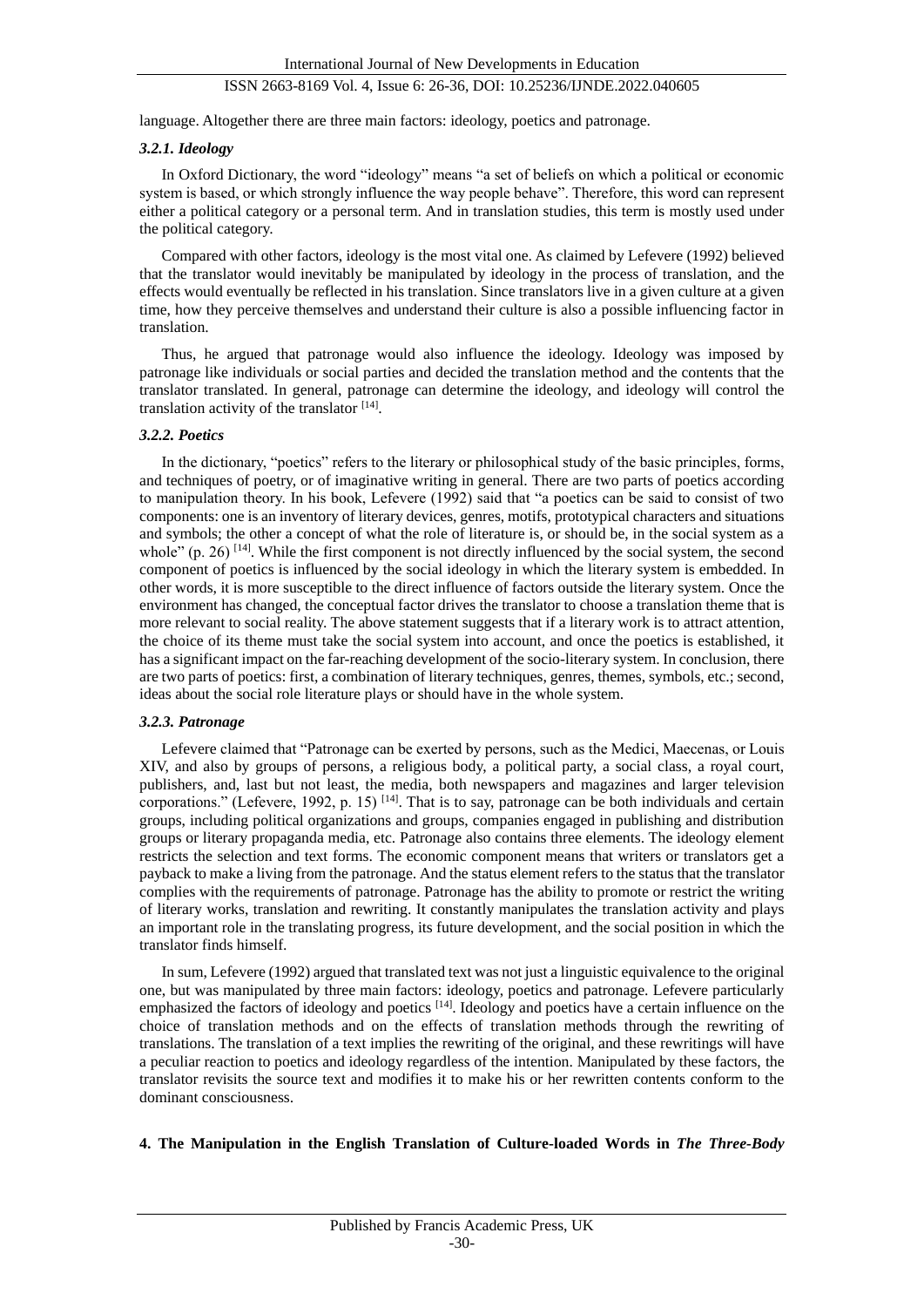language. Altogether there are three main factors: ideology, poetics and patronage.

#### *3.2.1. Ideology*

In Oxford Dictionary, the word "ideology" means "a set of beliefs on which a political or economic system is based, or which strongly influence the way people behave". Therefore, this word can represent either a political category or a personal term. And in translation studies, this term is mostly used under the political category.

Compared with other factors, ideology is the most vital one. As claimed by Lefevere (1992) believed that the translator would inevitably be manipulated by ideology in the process of translation, and the effects would eventually be reflected in his translation. Since translators live in a given culture at a given time, how they perceive themselves and understand their culture is also a possible influencing factor in translation.

Thus, he argued that patronage would also influence the ideology. Ideology was imposed by patronage like individuals or social parties and decided the translation method and the contents that the translator translated. In general, patronage can determine the ideology, and ideology will control the translation activity of the translator [14].

#### *3.2.2. Poetics*

In the dictionary, "poetics" refers to the literary or philosophical study of the basic principles, forms, and techniques of poetry, or of imaginative writing in general. There are two parts of poetics according to manipulation theory. In his book, Lefevere (1992) said that "a poetics can be said to consist of two components: one is an inventory of literary devices, genres, motifs, prototypical characters and situations and symbols; the other a concept of what the role of literature is, or should be, in the social system as a whole" (p. 26) [14]. While the first component is not directly influenced by the social system, the second component of poetics is influenced by the social ideology in which the literary system is embedded. In other words, it is more susceptible to the direct influence of factors outside the literary system. Once the environment has changed, the conceptual factor drives the translator to choose a translation theme that is more relevant to social reality. The above statement suggests that if a literary work is to attract attention, the choice of its theme must take the social system into account, and once the poetics is established, it has a significant impact on the far-reaching development of the socio-literary system. In conclusion, there are two parts of poetics: first, a combination of literary techniques, genres, themes, symbols, etc.; second, ideas about the social role literature plays or should have in the whole system.

#### *3.2.3. Patronage*

Lefevere claimed that "Patronage can be exerted by persons, such as the Medici, Maecenas, or Louis XIV, and also by groups of persons, a religious body, a political party, a social class, a royal court, publishers, and, last but not least, the media, both newspapers and magazines and larger television corporations." (Lefevere, 1992, p. 15) [14]. That is to say, patronage can be both individuals and certain groups, including political organizations and groups, companies engaged in publishing and distribution groups or literary propaganda media, etc. Patronage also contains three elements. The ideology element restricts the selection and text forms. The economic component means that writers or translators get a payback to make a living from the patronage. And the status element refers to the status that the translator complies with the requirements of patronage. Patronage has the ability to promote or restrict the writing of literary works, translation and rewriting. It constantly manipulates the translation activity and plays an important role in the translating progress, its future development, and the social position in which the translator finds himself.

In sum, Lefevere (1992) argued that translated text was not just a linguistic equivalence to the original one, but was manipulated by three main factors: ideology, poetics and patronage. Lefevere particularly emphasized the factors of ideology and poetics [14]. Ideology and poetics have a certain influence on the choice of translation methods and on the effects of translation methods through the rewriting of translations. The translation of a text implies the rewriting of the original, and these rewritings will have a peculiar reaction to poetics and ideology regardless of the intention. Manipulated by these factors, the translator revisits the source text and modifies it to make his or her rewritten contents conform to the dominant consciousness.

## 4. The Manipulation in the English Translation of Culture-loaded Words in *The Three-Body*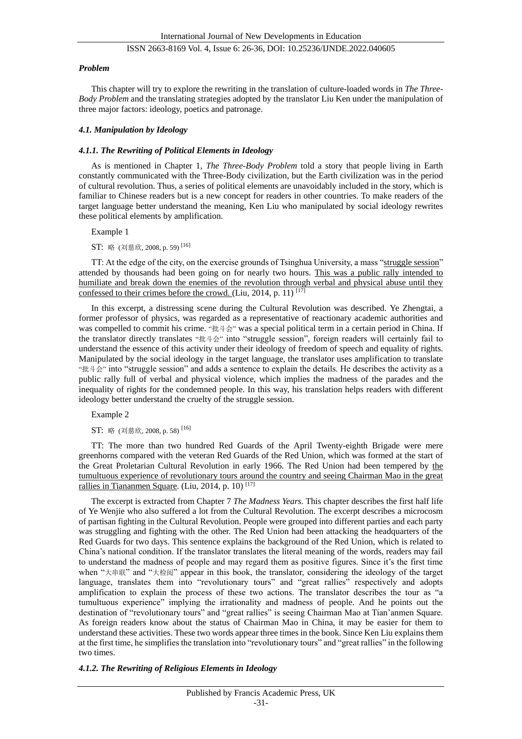*Problem*

This chapter will try to explore the rewriting in the translation of culture-loaded words in *The Three-Body Problem* and the translating strategies adopted by the translator Liu Ken under the manipulation of three major factors: ideology, poetics and patronage.

### *4.1. Manipulation by Ideology*

#### *4.1.1. The Rewriting of Political Elements in Ideology*

As is mentioned in Chapter 1, *The Three-Body Problem* told a story that people living in Earth constantly communicated with the Three-Body civilization, but the Earth civilization was in the period of cultural revolution. Thus, a series of political elements are unavoidably included in the story, which is familiar to Chinese readers but is a new concept for readers in other countries. To make readers of the target language better understand the meaning, Ken Liu who manipulated by social ideology rewrites these political elements by amplification.

Example 1

ST: 略 (刘慈欣, 2008, p. 59) [16]

TT: At the edge of the city, on the exercise grounds of Tsinghua University, a mass "struggle session" attended by thousands had been going on for nearly two hours. This was a public rally intended to humiliate and break down the enemies of the revolution through verbal and physical abuse until they confessed to their crimes before the crowd. (Liu, 2014, p. 11) [17]

In this excerpt, a distressing scene during the Cultural Revolution was described. Ye Zhengtai, a former professor of physics, was regarded as a representative of reactionary academic authorities and was compelled to commit his crime. "批斗会" was a special political term in a certain period in China. If the translator directly translates "批斗会" into "struggle session", foreign readers will certainly fail to understand the essence of this activity under their ideology of freedom of speech and equality of rights. Manipulated by the social ideology in the target language, the translator uses amplification to translate "批斗会" into "struggle session" and adds a sentence to explain the details. He describes the activity as a public rally full of verbal and physical violence, which implies the madness of the parades and the inequality of rights for the condemned people. In this way, his translation helps readers with different ideology better understand the cruelty of the struggle session.

Example 2

ST: 略 (刘慈欣, 2008, p. 58) [16]

TT: The more than two hundred Red Guards of the April Twenty-eighth Brigade were mere greenhorns compared with the veteran Red Guards of the Red Union, which was formed at the start of the Great Proletarian Cultural Revolution in early 1966. The Red Union had been tempered by the tumultuous experience of revolutionary tours around the country and seeing Chairman Mao in the great rallies in Tiananmen Square. (Liu, 2014, p. 10) [17]

The excerpt is extracted from Chapter 7 *The Madness Years*. This chapter describes the first half life of Ye Wenjie who also suffered a lot from the Cultural Revolution. The excerpt describes a microcosm of partisan fighting in the Cultural Revolution. People were grouped into different parties and each party was struggling and fighting with the other. The Red Union had been attacking the headquarters of the Red Guards for two days. This sentence explains the background of the Red Union, which is related to China's national condition. If the translator translates the literal meaning of the words, readers may fail to understand the madness of people and may regard them as positive figures. Since it's the first time when "大串联" and "大检阅" appear in this book, the translator, considering the ideology of the target language, translates them into "revolutionary tours" and "great rallies" respectively and adopts amplification to explain the process of these two actions. The translator describes the tour as "a tumultuous experience" implying the irrationality and madness of people. And he points out the destination of "revolutionary tours" and "great rallies" is seeing Chairman Mao at Tian'anmen Square. As foreign readers know about the status of Chairman Mao in China, it may be easier for them to understand these activities. These two words appear three times in the book. Since Ken Liu explains them at the first time, he simplifies the translation into "revolutionary tours" and "great rallies" in the following two times.

#### *4.1.2. The Rewriting of Religious Elements in Ideology*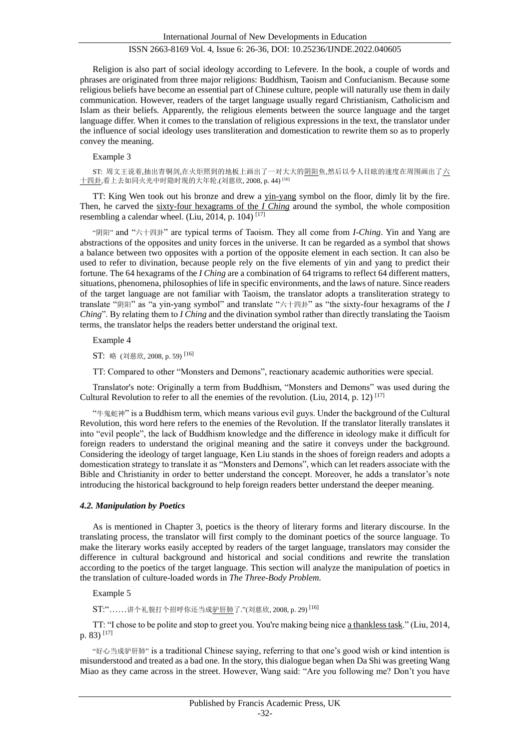Religion is also part of social ideology according to Lefevere. In the book, a couple of words and phrases are originated from three major religions: Buddhism, Taoism and Confucianism. Because some religious beliefs have become an essential part of Chinese culture, people will naturally use them in daily communication. However, readers of the target language usually regard Christianism, Catholicism and Islam as their beliefs. Apparently, the religious elements between the source language and the target language differ. When it comes to the translation of religious expressions in the text, the translator under the influence of social ideology uses transliteration and domestication to rewrite them so as to properly convey the meaning.

Example 3

ST: 周文王说着,抽出青铜剑,在火炬照到的地板上画出了一对大大的<u>阴阳</u>鱼,然后以令人目眩的速度在周围画出了<u>六十四卦</u>,看上去如同火光中时隐时现的大年轮.(刘慈欣, 2008, p. 44) [16]

TT: King Wen took out his bronze and drew a <u>yin-yang</u> symbol on the floor, dimly lit by the fire. Then, he carved the <u>sixty-four hexagrams of the *I Ching*</u> around the symbol, the whole composition resembling a calendar wheel. (Liu, 2014, p. 104) [17]

"阴阳" and "六十四卦" are typical terms of Taoism. They all come from *I-Ching*. Yin and Yang are abstractions of the opposites and unity forces in the universe. It can be regarded as a symbol that shows a balance between two opposites with a portion of the opposite element in each section. It can also be used to refer to divination, because people rely on the five elements of yin and yang to predict their fortune. The 64 hexagrams of the *I Ching* are a combination of 64 trigrams to reflect 64 different matters, situations, phenomena, philosophies of life in specific environments, and the laws of nature. Since readers of the target language are not familiar with Taoism, the translator adopts a transliteration strategy to translate "阴阳" as "a yin-yang symbol" and translate "六十四卦" as "the sixty-four hexagrams of the *I Ching*". By relating them to *I Ching* and the divination symbol rather than directly translating the Taoism terms, the translator helps the readers better understand the original text.

Example 4

ST: 略 (刘慈欣, 2008, p. 59) [16]

TT: Compared to other "Monsters and Demons", reactionary academic authorities were special.

Translator's note: Originally a term from Buddhism, "Monsters and Demons" was used during the Cultural Revolution to refer to all the enemies of the revolution. (Liu, 2014, p. 12) [17]

"牛鬼蛇神" is a Buddhism term, which means various evil guys. Under the background of the Cultural Revolution, this word here refers to the enemies of the Revolution. If the translator literally translates it into "evil people", the lack of Buddhism knowledge and the difference in ideology make it difficult for foreign readers to understand the original meaning and the satire it conveys under the background. Considering the ideology of target language, Ken Liu stands in the shoes of foreign readers and adopts a domestication strategy to translate it as "Monsters and Demons", which can let readers associate with the Bible and Christianity in order to better understand the concept. Moreover, he adds a translator's note introducing the historical background to help foreign readers better understand the deeper meaning.

### *4.2. Manipulation by Poetics*

As is mentioned in Chapter 3, poetics is the theory of literary forms and literary discourse. In the translating process, the translator will first comply to the dominant poetics of the source language. To make the literary works easily accepted by readers of the target language, translators may consider the difference in cultural background and historical and social conditions and rewrite the translation according to the poetics of the target language. This section will analyze the manipulation of poetics in the translation of culture-loaded words in *The Three-Body Problem*.

Example 5

ST:"……讲个礼貌打个招呼你还当成<u>驴肝肺</u>了."(刘慈欣, 2008, p. 29) [16]

TT: "I chose to be polite and stop to greet you. You're making being nice <u>a thankless task</u>." (Liu, 2014, p. 83) [17]

"好心当成驴肝肺" is a traditional Chinese saying, referring to that one's good wish or kind intention is misunderstood and treated as a bad one. In the story, this dialogue began when Da Shi was greeting Wang Miao as they came across in the street. However, Wang said: "Are you following me? Don't you have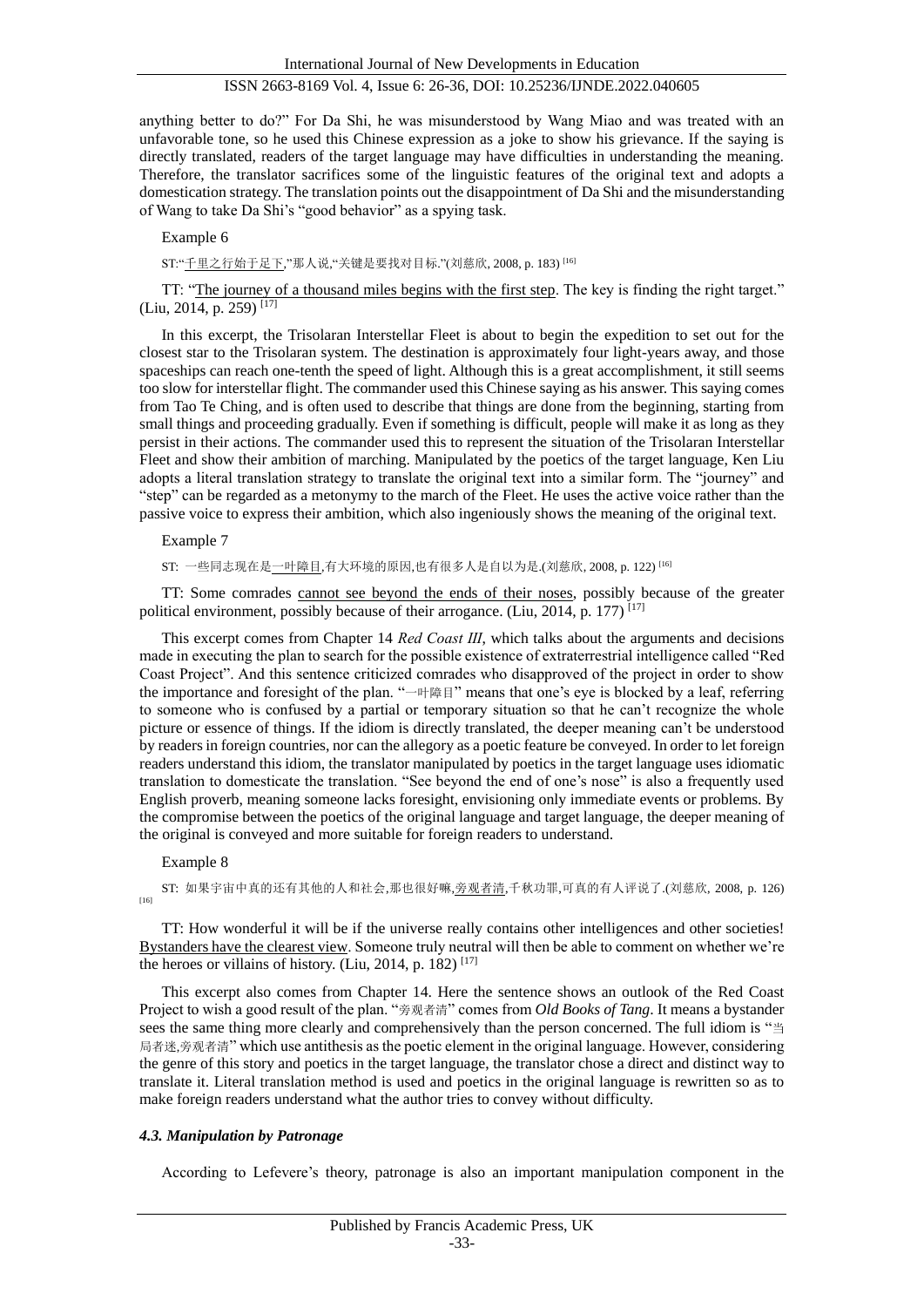anything better to do?" For Da Shi, he was misunderstood by Wang Miao and was treated with an unfavorable tone, so he used this Chinese expression as a joke to show his grievance. If the saying is directly translated, readers of the target language may have difficulties in understanding the meaning. Therefore, the translator sacrifices some of the linguistic features of the original text and adopts a domestication strategy. The translation points out the disappointment of Da Shi and the misunderstanding of Wang to take Da Shi's "good behavior" as a spying task.

Example 6

ST:"千里之行始于足下,"那人说,"关键是要找对目标."(刘慈欣, 2008, p. 183) [16]

TT: "The journey of a thousand miles begins with the first step. The key is finding the right target." (Liu, 2014, p. 259) [17]

In this excerpt, the Trisolaran Interstellar Fleet is about to begin the expedition to set out for the closest star to the Trisolaran system. The destination is approximately four light-years away, and those spaceships can reach one-tenth the speed of light. Although this is a great accomplishment, it still seems too slow for interstellar flight. The commander used this Chinese saying as his answer. This saying comes from Tao Te Ching, and is often used to describe that things are done from the beginning, starting from small things and proceeding gradually. Even if something is difficult, people will make it as long as they persist in their actions. The commander used this to represent the situation of the Trisolaran Interstellar Fleet and show their ambition of marching. Manipulated by the poetics of the target language, Ken Liu adopts a literal translation strategy to translate the original text into a similar form. The "journey" and "step" can be regarded as a metonymy to the march of the Fleet. He uses the active voice rather than the passive voice to express their ambition, which also ingeniously shows the meaning of the original text.

Example 7

ST: 一些同志现在是一叶障目,有大环境的原因,也有很多人是自以为是.(刘慈欣, 2008, p. 122) [16]

TT: Some comrades cannot see beyond the ends of their noses, possibly because of the greater political environment, possibly because of their arrogance. (Liu, 2014, p. 177) [17]

This excerpt comes from Chapter 14 *Red Coast III*, which talks about the arguments and decisions made in executing the plan to search for the possible existence of extraterrestrial intelligence called "Red Coast Project". And this sentence criticized comrades who disapproved of the project in order to show the importance and foresight of the plan. "一叶障目" means that one's eye is blocked by a leaf, referring to someone who is confused by a partial or temporary situation so that he can't recognize the whole picture or essence of things. If the idiom is directly translated, the deeper meaning can't be understood by readers in foreign countries, nor can the allegory as a poetic feature be conveyed. In order to let foreign readers understand this idiom, the translator manipulated by poetics in the target language uses idiomatic translation to domesticate the translation. "See beyond the end of one's nose" is also a frequently used English proverb, meaning someone lacks foresight, envisioning only immediate events or problems. By the compromise between the poetics of the original language and target language, the deeper meaning of the original is conveyed and more suitable for foreign readers to understand.

Example 8

ST: 如果宇宙中真的还有其他的人和社会,那也很好嘛,旁观者清,千秋功罪,可真的有人评说了.(刘慈欣, 2008, p. 126) [16]

TT: How wonderful it will be if the universe really contains other intelligences and other societies! Bystanders have the clearest view. Someone truly neutral will then be able to comment on whether we're the heroes or villains of history. (Liu, 2014, p. 182) [17]

This excerpt also comes from Chapter 14. Here the sentence shows an outlook of the Red Coast Project to wish a good result of the plan. "旁观者清" comes from *Old Books of Tang*. It means a bystander sees the same thing more clearly and comprehensively than the person concerned. The full idiom is "当局者迷,旁观者清" which use antithesis as the poetic element in the original language. However, considering the genre of this story and poetics in the target language, the translator chose a direct and distinct way to translate it. Literal translation method is used and poetics in the original language is rewritten so as to make foreign readers understand what the author tries to convey without difficulty.

#### *4.3. Manipulation by Patronage*

According to Lefevere's theory, patronage is also an important manipulation component in the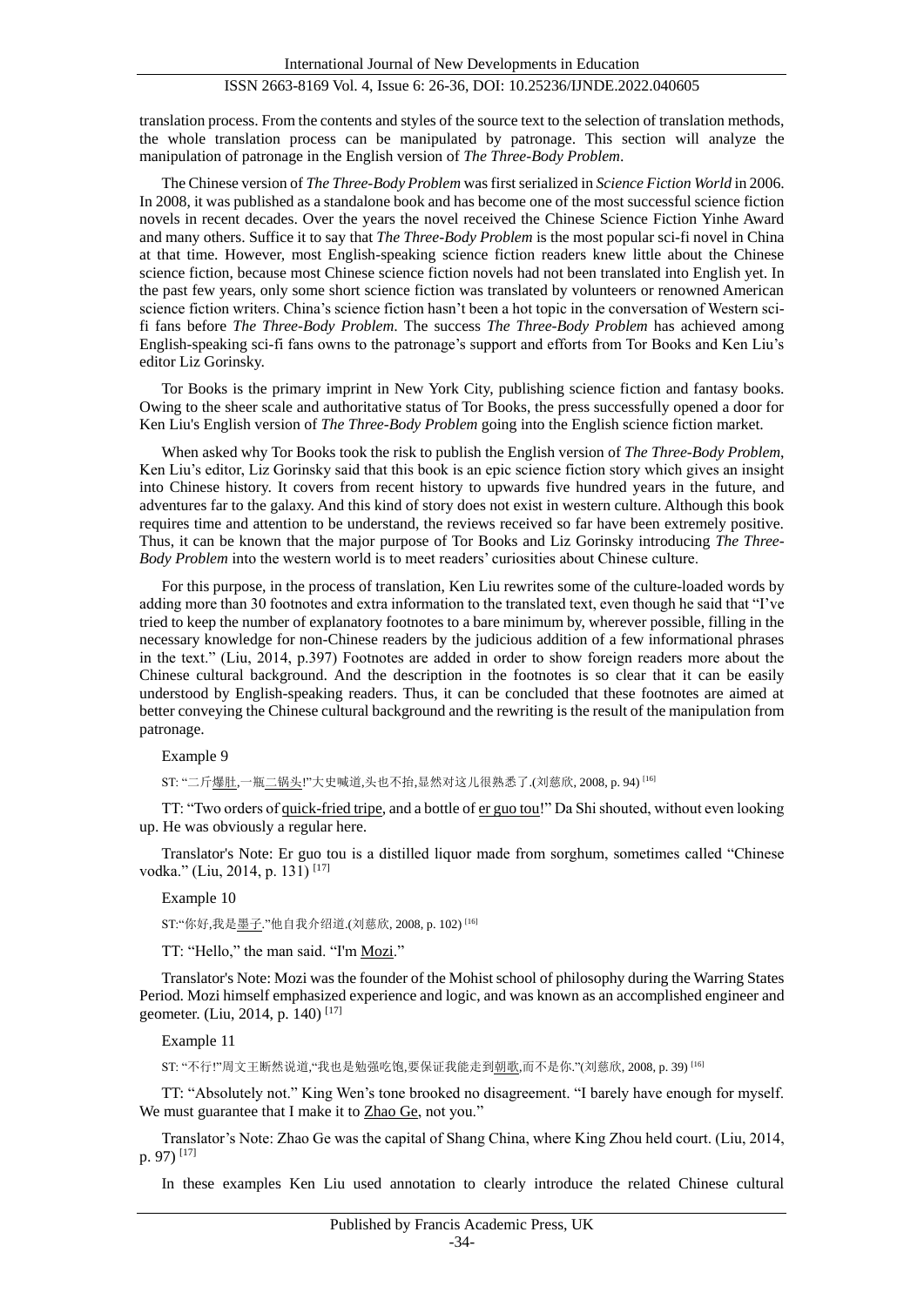translation process. From the contents and styles of the source text to the selection of translation methods, the whole translation process can be manipulated by patronage. This section will analyze the manipulation of patronage in the English version of *The Three-Body Problem*.

The Chinese version of *The Three-Body Problem* was first serialized in *Science Fiction World* in 2006. In 2008, it was published as a standalone book and has become one of the most successful science fiction novels in recent decades. Over the years the novel received the Chinese Science Fiction Yinhe Award and many others. Suffice it to say that *The Three-Body Problem* is the most popular sci-fi novel in China at that time. However, most English-speaking science fiction readers knew little about the Chinese science fiction, because most Chinese science fiction novels had not been translated into English yet. In the past few years, only some short science fiction was translated by volunteers or renowned American science fiction writers. China's science fiction hasn't been a hot topic in the conversation of Western sci-fi fans before *The Three-Body Problem*. The success *The Three-Body Problem* has achieved among English-speaking sci-fi fans owns to the patronage's support and efforts from Tor Books and Ken Liu's editor Liz Gorinsky.

Tor Books is the primary imprint in New York City, publishing science fiction and fantasy books. Owing to the sheer scale and authoritative status of Tor Books, the press successfully opened a door for Ken Liu's English version of *The Three-Body Problem* going into the English science fiction market.

When asked why Tor Books took the risk to publish the English version of *The Three-Body Problem*, Ken Liu's editor, Liz Gorinsky said that this book is an epic science fiction story which gives an insight into Chinese history. It covers from recent history to upwards five hundred years in the future, and adventures far to the galaxy. And this kind of story does not exist in western culture. Although this book requires time and attention to be understand, the reviews received so far have been extremely positive. Thus, it can be known that the major purpose of Tor Books and Liz Gorinsky introducing *The Three-Body Problem* into the western world is to meet readers' curiosities about Chinese culture.

For this purpose, in the process of translation, Ken Liu rewrites some of the culture-loaded words by adding more than 30 footnotes and extra information to the translated text, even though he said that "I've tried to keep the number of explanatory footnotes to a bare minimum by, wherever possible, filling in the necessary knowledge for non-Chinese readers by the judicious addition of a few informational phrases in the text." (Liu, 2014, p.397) Footnotes are added in order to show foreign readers more about the Chinese cultural background. And the description in the footnotes is so clear that it can be easily understood by English-speaking readers. Thus, it can be concluded that these footnotes are aimed at better conveying the Chinese cultural background and the rewriting is the result of the manipulation from patronage.

Example 9

ST: "二斤<u>爆肚</u>,一瓶<u>二锅头</u>!"大史喊道,头也不抬,显然对这儿很熟悉了.(刘慈欣, 2008, p. 94) [16]

TT: "Two orders of <u>quick-fried tripe</u>, and a bottle of <u>er guo tou</u>!" Da Shi shouted, without even looking up. He was obviously a regular here.

Translator's Note: Er guo tou is a distilled liquor made from sorghum, sometimes called "Chinese vodka." (Liu, 2014, p. 131) [17]

Example 10

ST:"你好,我是<u>墨子</u>."他自我介绍道.(刘慈欣, 2008, p. 102) [16]

TT: "Hello," the man said. "I'm <u>Mozi</u>."

Translator's Note: Mozi was the founder of the Mohist school of philosophy during the Warring States Period. Mozi himself emphasized experience and logic, and was known as an accomplished engineer and geometer. (Liu, 2014, p. 140) [17]

Example 11

ST: "不行!"周文王断然说道,"我也是勉强吃饱,要保证我能走到<u>朝歌</u>,而不是你."(刘慈欣, 2008, p. 39) [16]

TT: "Absolutely not." King Wen's tone brooked no disagreement. "I barely have enough for myself. We must guarantee that I make it to <u>Zhao Ge</u>, not you."

Translator's Note: Zhao Ge was the capital of Shang China, where King Zhou held court. (Liu, 2014, p. 97) [17]

In these examples Ken Liu used annotation to clearly introduce the related Chinese cultural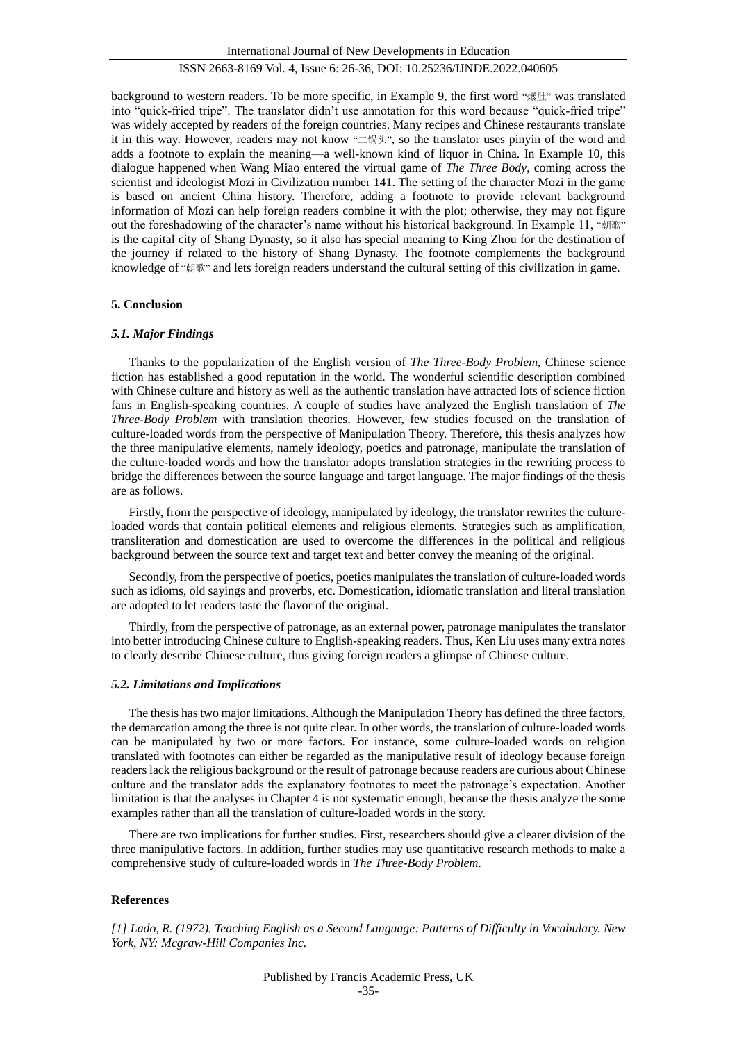background to western readers. To be more specific, in Example 9, the first word "爆肚" was translated into "quick-fried tripe". The translator didn't use annotation for this word because "quick-fried tripe" was widely accepted by readers of the foreign countries. Many recipes and Chinese restaurants translate it in this way. However, readers may not know "二锅头", so the translator uses pinyin of the word and adds a footnote to explain the meaning—a well-known kind of liquor in China. In Example 10, this dialogue happened when Wang Miao entered the virtual game of *The Three Body*, coming across the scientist and ideologist Mozi in Civilization number 141. The setting of the character Mozi in the game is based on ancient China history. Therefore, adding a footnote to provide relevant background information of Mozi can help foreign readers combine it with the plot; otherwise, they may not figure out the foreshadowing of the character's name without his historical background. In Example 11, "朝歌" is the capital city of Shang Dynasty, so it also has special meaning to King Zhou for the destination of the journey if related to the history of Shang Dynasty. The footnote complements the background knowledge of "朝歌" and lets foreign readers understand the cultural setting of this civilization in game.

## 5. Conclusion

### *5.1. Major Findings*

Thanks to the popularization of the English version of *The Three-Body Problem*, Chinese science fiction has established a good reputation in the world. The wonderful scientific description combined with Chinese culture and history as well as the authentic translation have attracted lots of science fiction fans in English-speaking countries. A couple of studies have analyzed the English translation of *The Three-Body Problem* with translation theories. However, few studies focused on the translation of culture-loaded words from the perspective of Manipulation Theory. Therefore, this thesis analyzes how the three manipulative elements, namely ideology, poetics and patronage, manipulate the translation of the culture-loaded words and how the translator adopts translation strategies in the rewriting process to bridge the differences between the source language and target language. The major findings of the thesis are as follows.

Firstly, from the perspective of ideology, manipulated by ideology, the translator rewrites the culture-loaded words that contain political elements and religious elements. Strategies such as amplification, transliteration and domestication are used to overcome the differences in the political and religious background between the source text and target text and better convey the meaning of the original.

Secondly, from the perspective of poetics, poetics manipulates the translation of culture-loaded words such as idioms, old sayings and proverbs, etc. Domestication, idiomatic translation and literal translation are adopted to let readers taste the flavor of the original.

Thirdly, from the perspective of patronage, as an external power, patronage manipulates the translator into better introducing Chinese culture to English-speaking readers. Thus, Ken Liu uses many extra notes to clearly describe Chinese culture, thus giving foreign readers a glimpse of Chinese culture.

### *5.2. Limitations and Implications*

The thesis has two major limitations. Although the Manipulation Theory has defined the three factors, the demarcation among the three is not quite clear. In other words, the translation of culture-loaded words can be manipulated by two or more factors. For instance, some culture-loaded words on religion translated with footnotes can either be regarded as the manipulative result of ideology because foreign readers lack the religious background or the result of patronage because readers are curious about Chinese culture and the translator adds the explanatory footnotes to meet the patronage's expectation. Another limitation is that the analyses in Chapter 4 is not systematic enough, because the thesis analyze the some examples rather than all the translation of culture-loaded words in the story.

There are two implications for further studies. First, researchers should give a clearer division of the three manipulative factors. In addition, further studies may use quantitative research methods to make a comprehensive study of culture-loaded words in *The Three-Body Problem*.

## References

*[1] Lado, R. (1972). Teaching English as a Second Language: Patterns of Difficulty in Vocabulary. New York, NY: Mcgraw-Hill Companies Inc.*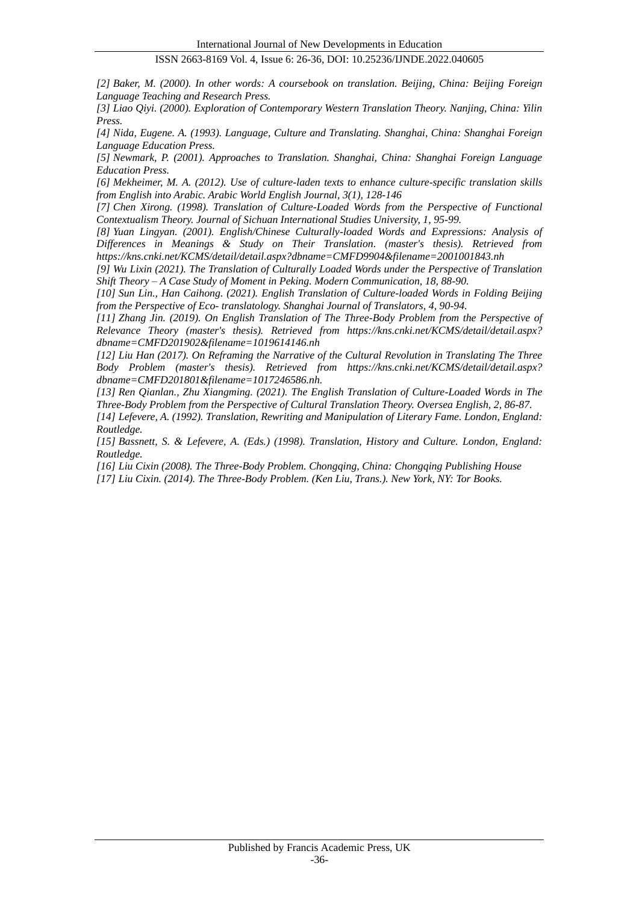*[2] Baker, M. (2000). In other words: A coursebook on translation. Beijing, China: Beijing Foreign Language Teaching and Research Press.*

*[3] Liao Qiyi. (2000). Exploration of Contemporary Western Translation Theory. Nanjing, China: Yilin Press.*

*[4] Nida, Eugene. A. (1993). Language, Culture and Translating. Shanghai, China: Shanghai Foreign Language Education Press.*

*[5] Newmark, P. (2001). Approaches to Translation. Shanghai, China: Shanghai Foreign Language Education Press.*

*[6] Mekheimer, M. A. (2012). Use of culture-laden texts to enhance culture-specific translation skills from English into Arabic. Arabic World English Journal, 3(1), 128-146*

*[7] Chen Xirong. (1998). Translation of Culture-Loaded Words from the Perspective of Functional Contextualism Theory. Journal of Sichuan International Studies University, 1, 95-99.*

*[8] Yuan Lingyan. (2001). English/Chinese Culturally-loaded Words and Expressions: Analysis of Differences in Meanings & Study on Their Translation. (master's thesis). Retrieved from https://kns.cnki.net/KCMS/detail/detail.aspx?dbname=CMFD9904&filename=2001001843.nh*

*[9] Wu Lixin (2021). The Translation of Culturally Loaded Words under the Perspective of Translation Shift Theory – A Case Study of Moment in Peking. Modern Communication, 18, 88-90.*

*[10] Sun Lin., Han Caihong. (2021). English Translation of Culture-loaded Words in Folding Beijing from the Perspective of Eco- translatology. Shanghai Journal of Translators, 4, 90-94.*

*[11] Zhang Jin. (2019). On English Translation of The Three-Body Problem from the Perspective of Relevance Theory (master's thesis). Retrieved from https://kns.cnki.net/KCMS/detail/detail.aspx?dbname=CMFD201902&filename=1019614146.nh*

*[12] Liu Han (2017). On Reframing the Narrative of the Cultural Revolution in Translating The Three Body Problem (master's thesis). Retrieved from https://kns.cnki.net/KCMS/detail/detail.aspx?dbname=CMFD201801&filename=1017246586.nh.*

*[13] Ren Qianlan., Zhu Xiangming. (2021). The English Translation of Culture-Loaded Words in The Three-Body Problem from the Perspective of Cultural Translation Theory. Oversea English, 2, 86-87.*

*[14] Lefevere, A. (1992). Translation, Rewriting and Manipulation of Literary Fame. London, England: Routledge.*

*[15] Bassnett, S. & Lefevere, A. (Eds.) (1998). Translation, History and Culture. London, England: Routledge.*

*[16] Liu Cixin (2008). The Three-Body Problem. Chongqing, China: Chongqing Publishing House*

*[17] Liu Cixin. (2014). The Three-Body Problem. (Ken Liu, Trans.). New York, NY: Tor Books.*